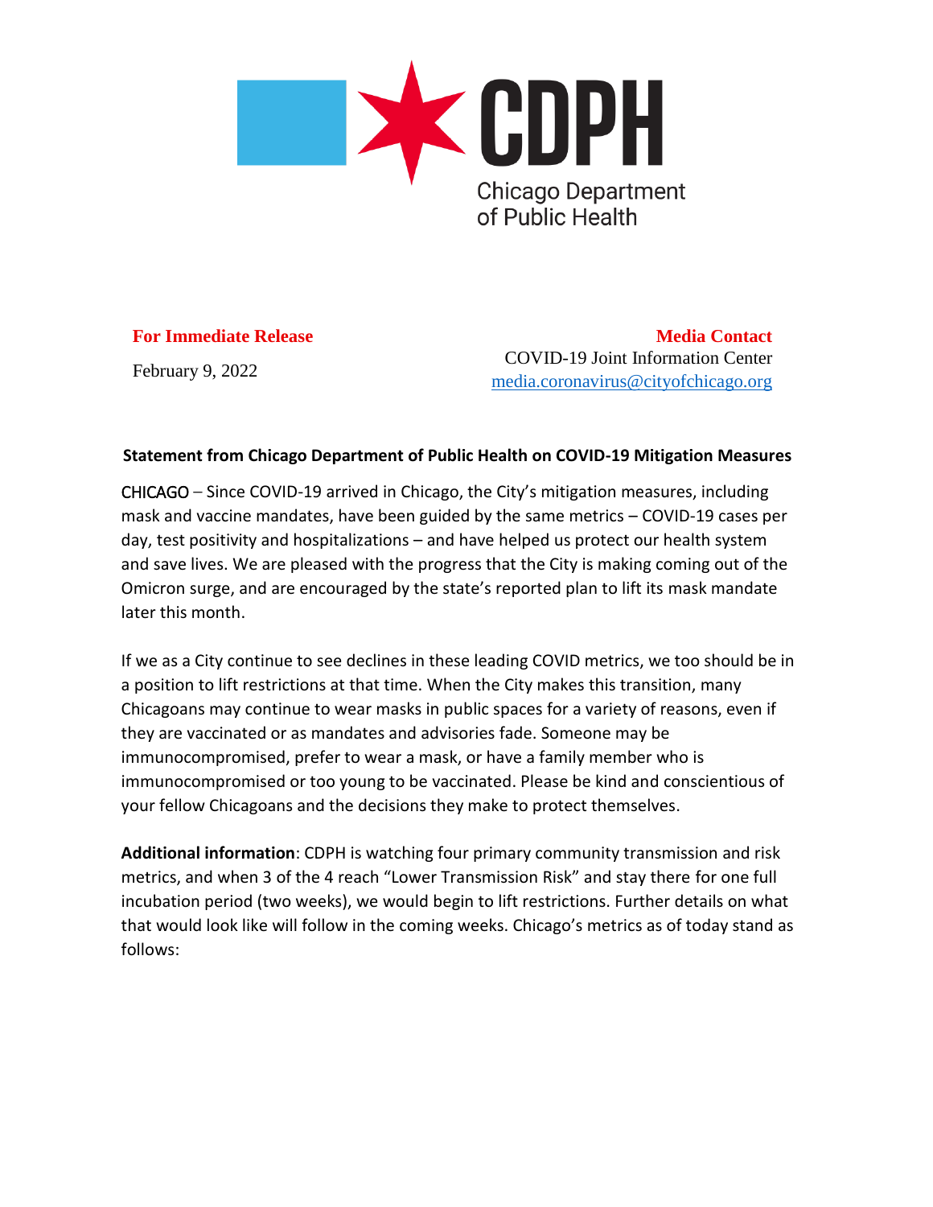CDPH

Chicago Department of Public Health

**For Immediate Release**

February 9, 2022

**Media Contact**

COVID-19 Joint Information Center

media.coronavirus@cityofchicago.org

**Statement from Chicago Department of Public Health on COVID-19 Mitigation Measures**

CHICAGO – Since COVID-19 arrived in Chicago, the City's mitigation measures, including mask and vaccine mandates, have been guided by the same metrics – COVID-19 cases per day, test positivity and hospitalizations – and have helped us protect our health system and save lives. We are pleased with the progress that the City is making coming out of the Omicron surge, and are encouraged by the state's reported plan to lift its mask mandate later this month.

If we as a City continue to see declines in these leading COVID metrics, we too should be in a position to lift restrictions at that time. When the City makes this transition, many Chicagoans may continue to wear masks in public spaces for a variety of reasons, even if they are vaccinated or as mandates and advisories fade. Someone may be immunocompromised, prefer to wear a mask, or have a family member who is immunocompromised or too young to be vaccinated. Please be kind and conscientious of your fellow Chicagoans and the decisions they make to protect themselves.

**Additional information**: CDPH is watching four primary community transmission and risk metrics, and when 3 of the 4 reach "Lower Transmission Risk" and stay there for one full incubation period (two weeks), we would begin to lift restrictions. Further details on what that would look like will follow in the coming weeks. Chicago's metrics as of today stand as follows: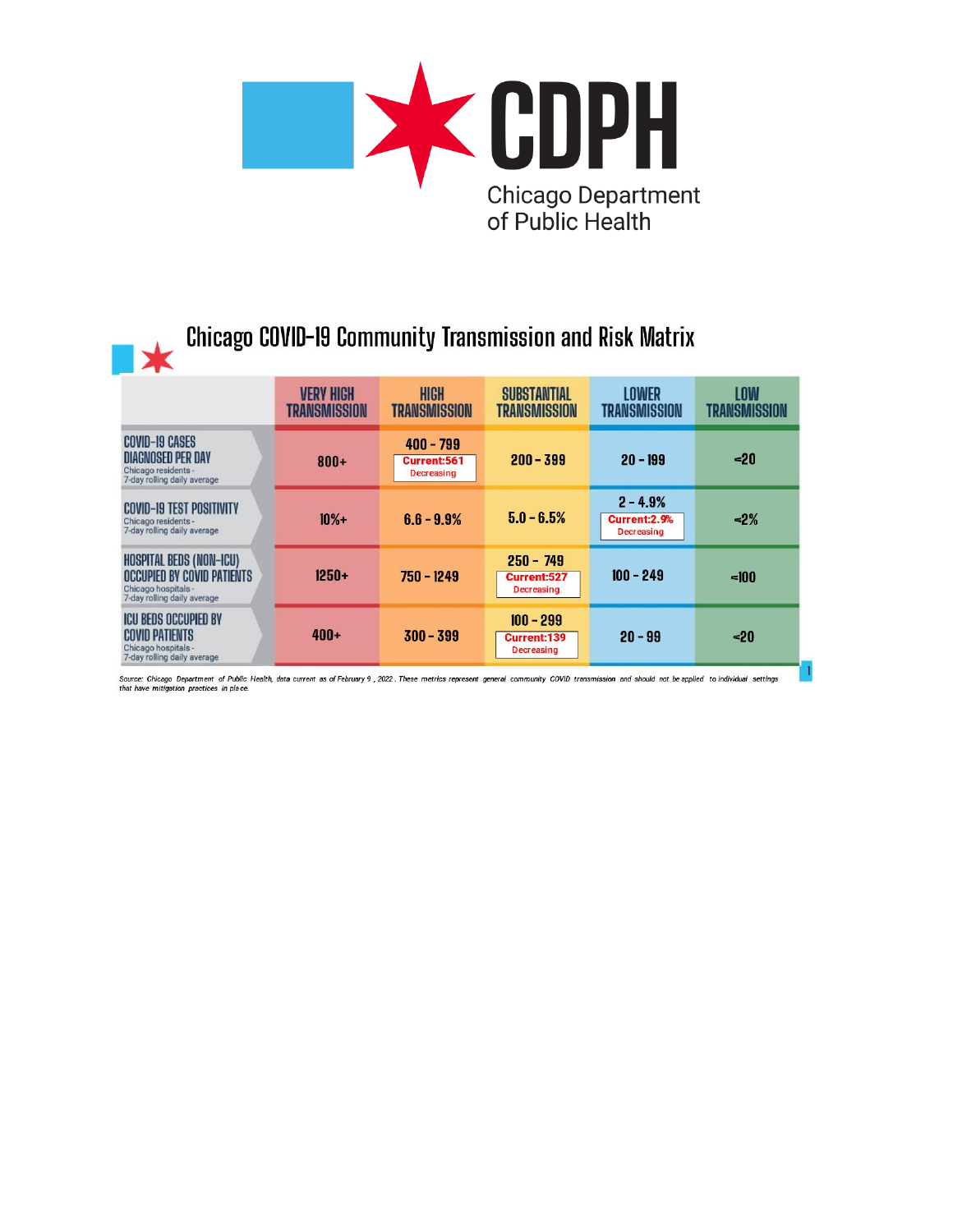# CDPH

Chicago Department of Public Health

## Chicago COVID-19 Community Transmission and Risk Matrix

| | VERY HIGH TRANSMISSION | HIGH TRANSMISSION | SUBSTANTIAL TRANSMISSION | LOWER TRANSMISSION | LOW TRANSMISSION |
|---|---|---|---|---|---|
| **COVID-19 CASES DIAGNOSED PER DAY** Chicago residents - 7-day rolling daily average | 800+ | 400 - 799 **Current:561** Decreasing | 200 - 399 | 20 - 199 | <20 |
| **COVID-19 TEST POSITIVITY** Chicago residents - 7-day rolling daily average | 10%+ | 6.6 - 9.9% | 5.0 - 6.5% | 2 - 4.9% **Current:2.9%** Decreasing | <2% |
| **HOSPITAL BEDS (NON-ICU) OCCUPIED BY COVID PATIENTS** Chicago hospitals - 7-day rolling daily average | 1250+ | 750 - 1249 | 250 - 749 **Current:527** Decreasing | 100 - 249 | <100 |
| **ICU BEDS OCCUPIED BY COVID PATIENTS** Chicago hospitals - 7-day rolling daily average | 400+ | 300 - 399 | 100 - 299 **Current:139** Decreasing | 20 - 99 | <20 |

*Source: Chicago Department of Public Health, data current as of February 9, 2022. These metrics represent general community COVID transmission and should not be applied to individual settings that have mitigation practices in place.*